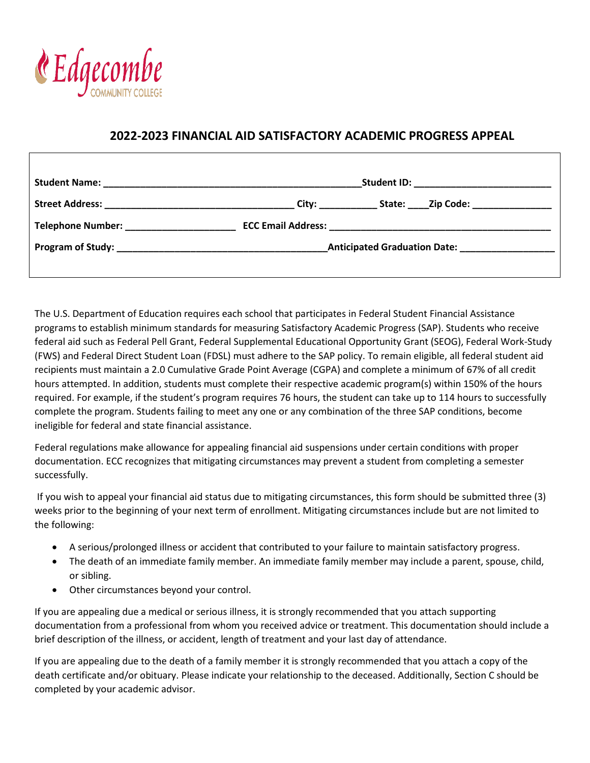Edgecombe COMMUNITY COLLEGE

## 2022-2023 FINANCIAL AID SATISFACTORY ACADEMIC PROGRESS APPEAL

**Student Name:** ______________________________ **Student ID:** ______________________

**Street Address:** ______________________________ **City:** __________ **State:** ____ **Zip Code:** ______________

**Telephone Number:** ____________________ **ECC Email Address:** ______________________________

**Program of Study:** ______________________________ **Anticipated Graduation Date:** ________________

The U.S. Department of Education requires each school that participates in Federal Student Financial Assistance programs to establish minimum standards for measuring Satisfactory Academic Progress (SAP). Students who receive federal aid such as Federal Pell Grant, Federal Supplemental Educational Opportunity Grant (SEOG), Federal Work-Study (FWS) and Federal Direct Student Loan (FDSL) must adhere to the SAP policy. To remain eligible, all federal student aid recipients must maintain a 2.0 Cumulative Grade Point Average (CGPA) and complete a minimum of 67% of all credit hours attempted. In addition, students must complete their respective academic program(s) within 150% of the hours required. For example, if the student's program requires 76 hours, the student can take up to 114 hours to successfully complete the program. Students failing to meet any one or any combination of the three SAP conditions, become ineligible for federal and state financial assistance.

Federal regulations make allowance for appealing financial aid suspensions under certain conditions with proper documentation. ECC recognizes that mitigating circumstances may prevent a student from completing a semester successfully.

If you wish to appeal your financial aid status due to mitigating circumstances, this form should be submitted three (3) weeks prior to the beginning of your next term of enrollment. Mitigating circumstances include but are not limited to the following:

- A serious/prolonged illness or accident that contributed to your failure to maintain satisfactory progress.
- The death of an immediate family member. An immediate family member may include a parent, spouse, child, or sibling.
- Other circumstances beyond your control.

If you are appealing due a medical or serious illness, it is strongly recommended that you attach supporting documentation from a professional from whom you received advice or treatment. This documentation should include a brief description of the illness, or accident, length of treatment and your last day of attendance.

If you are appealing due to the death of a family member it is strongly recommended that you attach a copy of the death certificate and/or obituary. Please indicate your relationship to the deceased. Additionally, Section C should be completed by your academic advisor.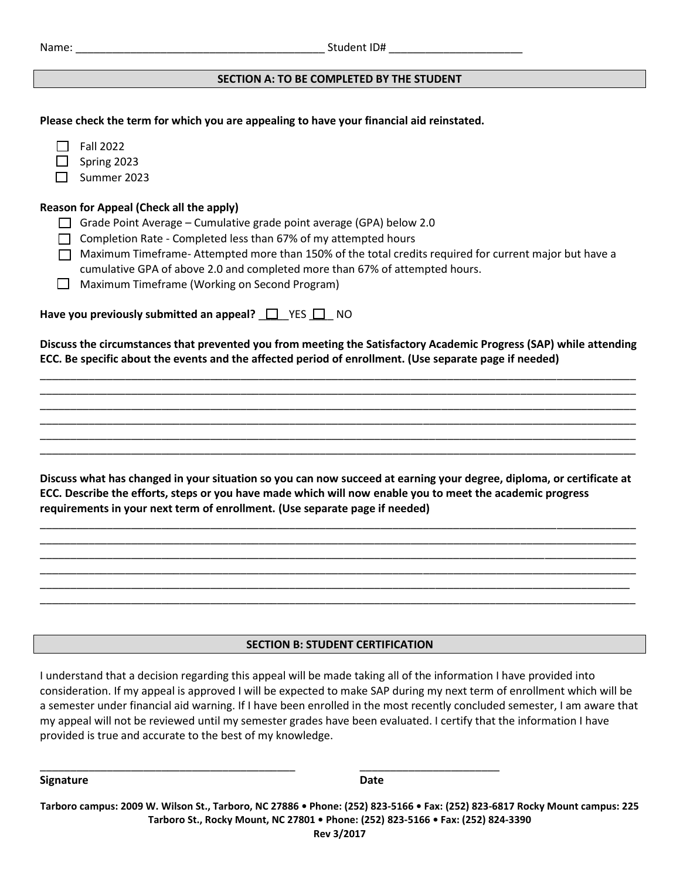Name: ________________________________________ Student ID# ______________________

## SECTION A: TO BE COMPLETED BY THE STUDENT

**Please check the term for which you are appealing to have your financial aid reinstated.**

- ☐ Fall 2022
- ☐ Spring 2023
- ☐ Summer 2023

**Reason for Appeal (Check all the apply)**

- ☐ Grade Point Average – Cumulative grade point average (GPA) below 2.0
- ☐ Completion Rate - Completed less than 67% of my attempted hours
- ☐ Maximum Timeframe- Attempted more than 150% of the total credits required for current major but have a cumulative GPA of above 2.0 and completed more than 67% of attempted hours.
- ☐ Maximum Timeframe (Working on Second Program)

**Have you previously submitted an appeal?** ☐ YES ☐ NO

**Discuss the circumstances that prevented you from meeting the Satisfactory Academic Progress (SAP) while attending ECC. Be specific about the events and the affected period of enrollment. (Use separate page if needed)**

____________________________________________________________________________________________________
____________________________________________________________________________________________________
____________________________________________________________________________________________________
____________________________________________________________________________________________________
____________________________________________________________________________________________________
____________________________________________________________________________________________________

**Discuss what has changed in your situation so you can now succeed at earning your degree, diploma, or certificate at ECC. Describe the efforts, steps or you have made which will now enable you to meet the academic progress requirements in your next term of enrollment. (Use separate page if needed)**

____________________________________________________________________________________________________
____________________________________________________________________________________________________
____________________________________________________________________________________________________
____________________________________________________________________________________________________
____________________________________________________________________________________________________
____________________________________________________________________________________________________

## SECTION B: STUDENT CERTIFICATION

I understand that a decision regarding this appeal will be made taking all of the information I have provided into consideration. If my appeal is approved I will be expected to make SAP during my next term of enrollment which will be a semester under financial aid warning. If I have been enrolled in the most recently concluded semester, I am aware that my appeal will not be reviewed until my semester grades have been evaluated. I certify that the information I have provided is true and accurate to the best of my knowledge.

____________________________________________ ________________________

**Signature** **Date**

**Tarboro campus: 2009 W. Wilson St., Tarboro, NC 27886 • Phone: (252) 823-5166 • Fax: (252) 823-6817 Rocky Mount campus: 225 Tarboro St., Rocky Mount, NC 27801 • Phone: (252) 823-5166 • Fax: (252) 824-3390**

**Rev 3/2017**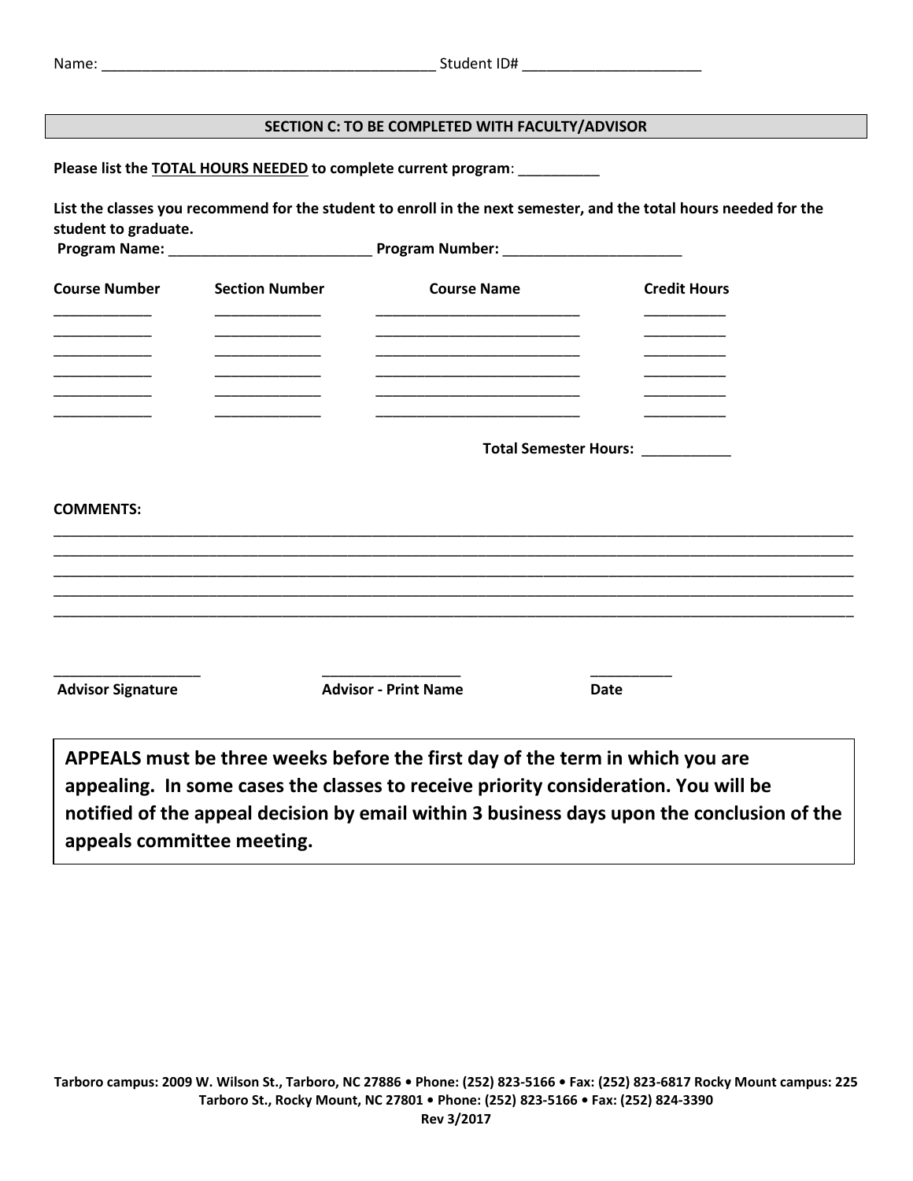Name: ________________________________________ Student ID# ______________________

## SECTION C: TO BE COMPLETED WITH FACULTY/ADVISOR

**Please list the TOTAL HOURS NEEDED to complete current program**: __________

**List the classes you recommend for the student to enroll in the next semester, and the total hours needed for the student to graduate.**

**Program Name:** _________________________ **Program Number:** ______________________

| Course Number | Section Number | Course Name | Credit Hours |
|---|---|---|---|
| ____________ | _____________ | _________________________ | __________ |
| ____________ | _____________ | _________________________ | __________ |
| ____________ | _____________ | _________________________ | __________ |
| ____________ | _____________ | _________________________ | __________ |
| ____________ | _____________ | _________________________ | __________ |
| ____________ | _____________ | _________________________ | __________ |

**Total Semester Hours:** ___________

**COMMENTS:**

____________________________________________________________________________________________________
____________________________________________________________________________________________________
____________________________________________________________________________________________________
____________________________________________________________________________________________________
____________________________________________________________________________________________________

__________________ __________________ __________

**Advisor Signature** **Advisor - Print Name** **Date**

**APPEALS must be three weeks before the first day of the term in which you are appealing. In some cases the classes to receive priority consideration. You will be notified of the appeal decision by email within 3 business days upon the conclusion of the appeals committee meeting.**

**Tarboro campus: 2009 W. Wilson St., Tarboro, NC 27886 • Phone: (252) 823-5166 • Fax: (252) 823-6817 Rocky Mount campus: 225 Tarboro St., Rocky Mount, NC 27801 • Phone: (252) 823-5166 • Fax: (252) 824-3390**

**Rev 3/2017**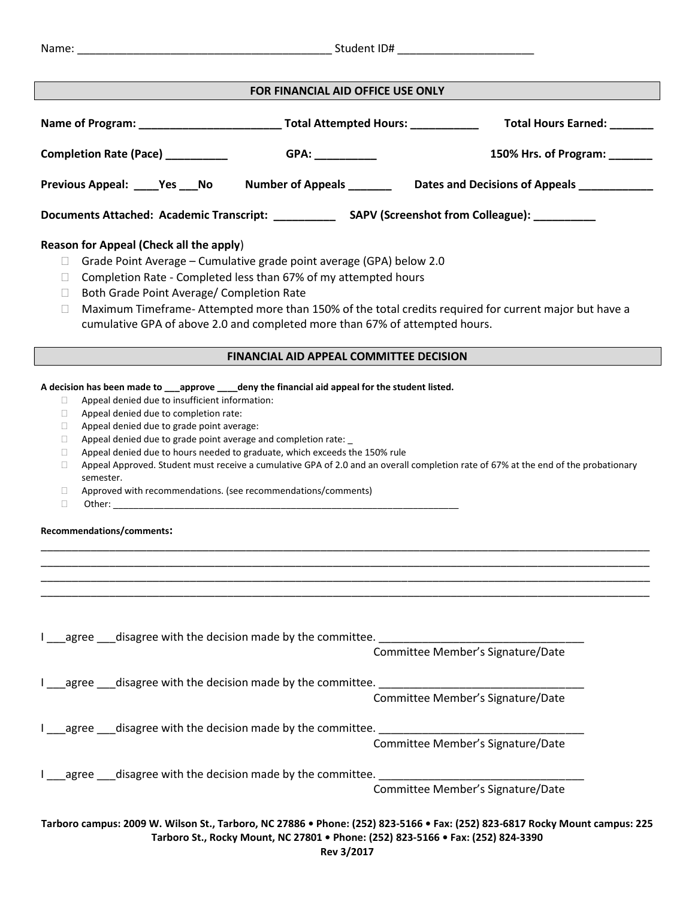Name: ________________________________________ Student ID# _____________________

## FOR FINANCIAL AID OFFICE USE ONLY

**Name of Program: ______________________ Total Attempted Hours: __________ Total Hours Earned: _______**

**Completion Rate (Pace) _________ GPA: _________ 150% Hrs. of Program: _______**

**Previous Appeal: ____Yes ___No Number of Appeals _______ Dates and Decisions of Appeals ____________**

**Documents Attached: Academic Transcript: _________ SAPV (Screenshot from Colleague): _________**

**Reason for Appeal (Check all the apply**)

- ☐ Grade Point Average – Cumulative grade point average (GPA) below 2.0
- ☐ Completion Rate - Completed less than 67% of my attempted hours
- ☐ Both Grade Point Average/ Completion Rate
- ☐ Maximum Timeframe- Attempted more than 150% of the total credits required for current major but have a cumulative GPA of above 2.0 and completed more than 67% of attempted hours.

## FINANCIAL AID APPEAL COMMITTEE DECISION

**A decision has been made to ___approve ____deny the financial aid appeal for the student listed.**

- ☐ Appeal denied due to insufficient information:
- ☐ Appeal denied due to completion rate:
- ☐ Appeal denied due to grade point average:
- ☐ Appeal denied due to grade point average and completion rate: _
- ☐ Appeal denied due to hours needed to graduate, which exceeds the 150% rule
- ☐ Appeal Approved. Student must receive a cumulative GPA of 2.0 and an overall completion rate of 67% at the end of the probationary semester.
- ☐ Approved with recommendations. (see recommendations/comments)
- ☐ Other: ____________________________________________________________________

**Recommendations/comments:**

____________________________________________________________________________________________________
____________________________________________________________________________________________________
____________________________________________________________________________________________________
____________________________________________________________________________________________________

I ___agree ___disagree with the decision made by the committee. ________________________________
Committee Member's Signature/Date

I ___agree ___disagree with the decision made by the committee. ________________________________
Committee Member's Signature/Date

I ___agree ___disagree with the decision made by the committee. ________________________________
Committee Member's Signature/Date

I ___agree ___disagree with the decision made by the committee. ________________________________
Committee Member's Signature/Date

**Tarboro campus: 2009 W. Wilson St., Tarboro, NC 27886 • Phone: (252) 823-5166 • Fax: (252) 823-6817 Rocky Mount campus: 225 Tarboro St., Rocky Mount, NC 27801 • Phone: (252) 823-5166 • Fax: (252) 824-3390**

**Rev 3/2017**